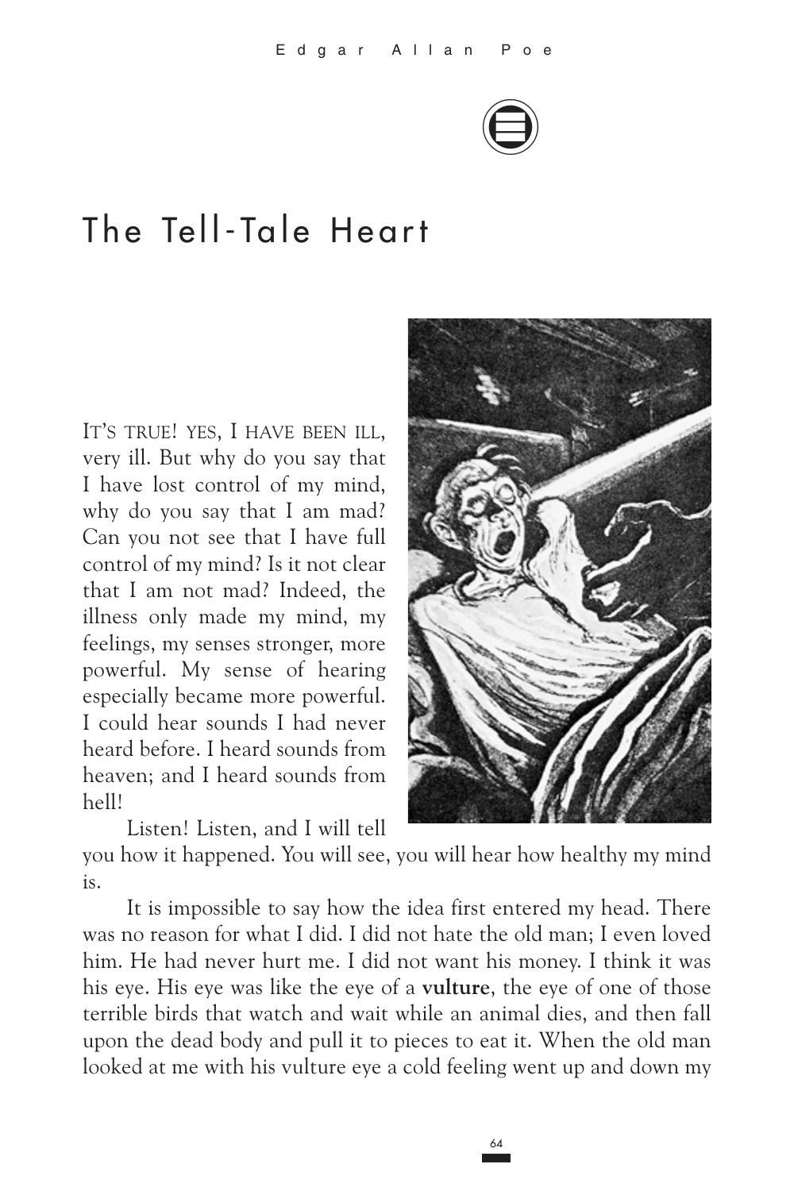# The Tell-Tale Heart

IT'S TRUE! YES, I HAVE BEEN ILL, very ill. But why do you say that I have lost control of my mind, why do you say that I am mad? Can you not see that I have full control of my mind? Is it not clear that I am not mad? Indeed, the illness only made my mind, my feelings, my senses stronger, more powerful. My sense of hearing especially became more powerful. I could hear sounds I had never heard before. I heard sounds from heaven; and I heard sounds from hell!

Listen! Listen, and I will tell you how it happened. You will see, you will hear how healthy my mind is.

It is impossible to say how the idea first entered my head. There was no reason for what I did. I did not hate the old man; I even loved him. He had never hurt me. I did not want his money. I think it was his eye. His eye was like the eye of a **vulture**, the eye of one of those terrible birds that watch and wait while an animal dies, and then fall upon the dead body and pull it to pieces to eat it. When the old man looked at me with his vulture eye a cold feeling went up and down my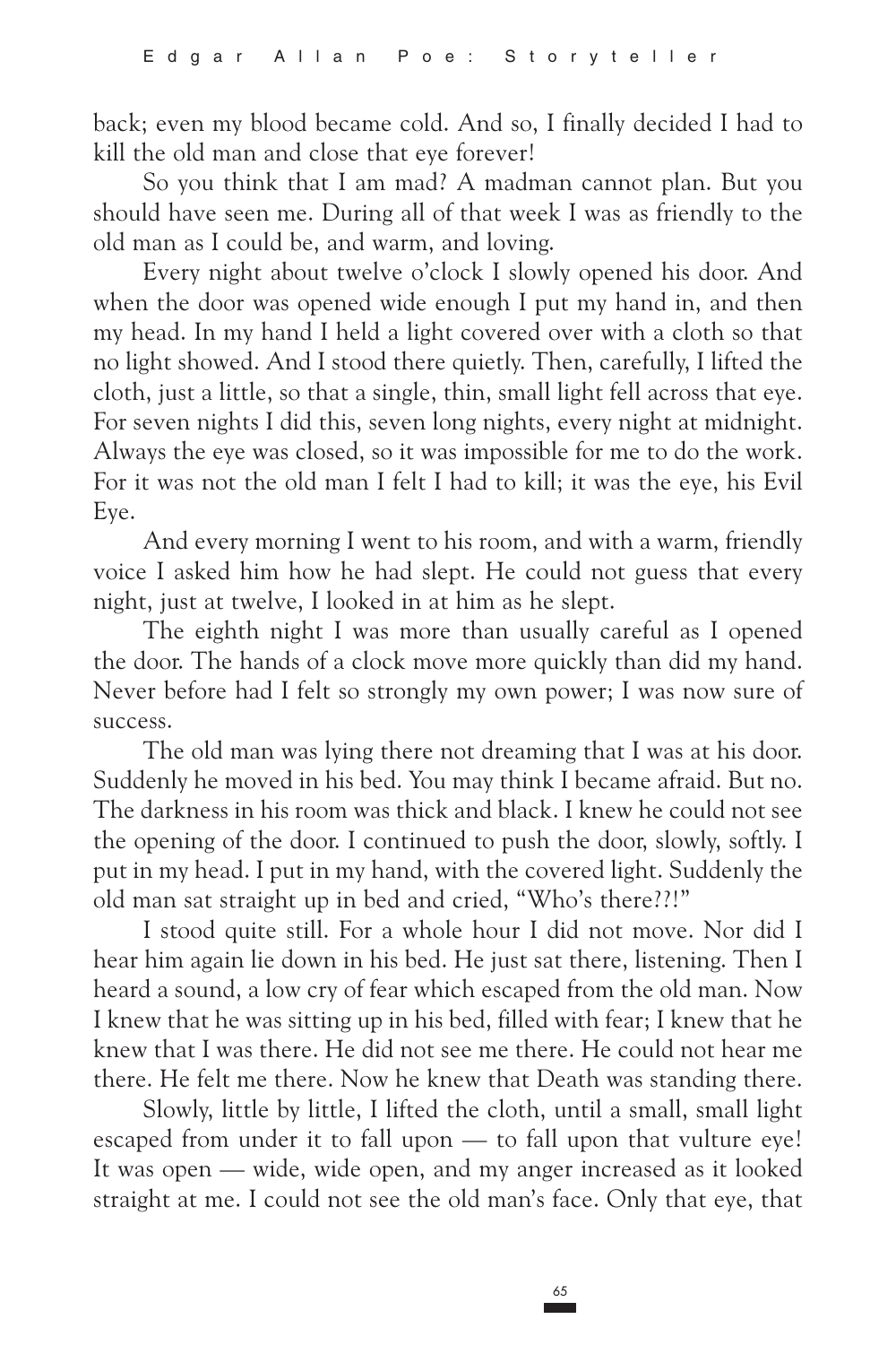back; even my blood became cold. And so, I finally decided I had to kill the old man and close that eye forever!

So you think that I am mad? A madman cannot plan. But you should have seen me. During all of that week I was as friendly to the old man as I could be, and warm, and loving.

Every night about twelve o'clock I slowly opened his door. And when the door was opened wide enough I put my hand in, and then my head. In my hand I held a light covered over with a cloth so that no light showed. And I stood there quietly. Then, carefully, I lifted the cloth, just a little, so that a single, thin, small light fell across that eye. For seven nights I did this, seven long nights, every night at midnight. Always the eye was closed, so it was impossible for me to do the work. For it was not the old man I felt I had to kill; it was the eye, his Evil Eye.

And every morning I went to his room, and with a warm, friendly voice I asked him how he had slept. He could not guess that every night, just at twelve, I looked in at him as he slept.

The eighth night I was more than usually careful as I opened the door. The hands of a clock move more quickly than did my hand. Never before had I felt so strongly my own power; I was now sure of success.

The old man was lying there not dreaming that I was at his door. Suddenly he moved in his bed. You may think I became afraid. But no. The darkness in his room was thick and black. I knew he could not see the opening of the door. I continued to push the door, slowly, softly. I put in my head. I put in my hand, with the covered light. Suddenly the old man sat straight up in bed and cried, "Who's there??!"

I stood quite still. For a whole hour I did not move. Nor did I hear him again lie down in his bed. He just sat there, listening. Then I heard a sound, a low cry of fear which escaped from the old man. Now I knew that he was sitting up in his bed, filled with fear; I knew that he knew that I was there. He did not see me there. He could not hear me there. He felt me there. Now he knew that Death was standing there.

Slowly, little by little, I lifted the cloth, until a small, small light escaped from under it to fall upon — to fall upon that vulture eye! It was open — wide, wide open, and my anger increased as it looked straight at me. I could not see the old man's face. Only that eye, that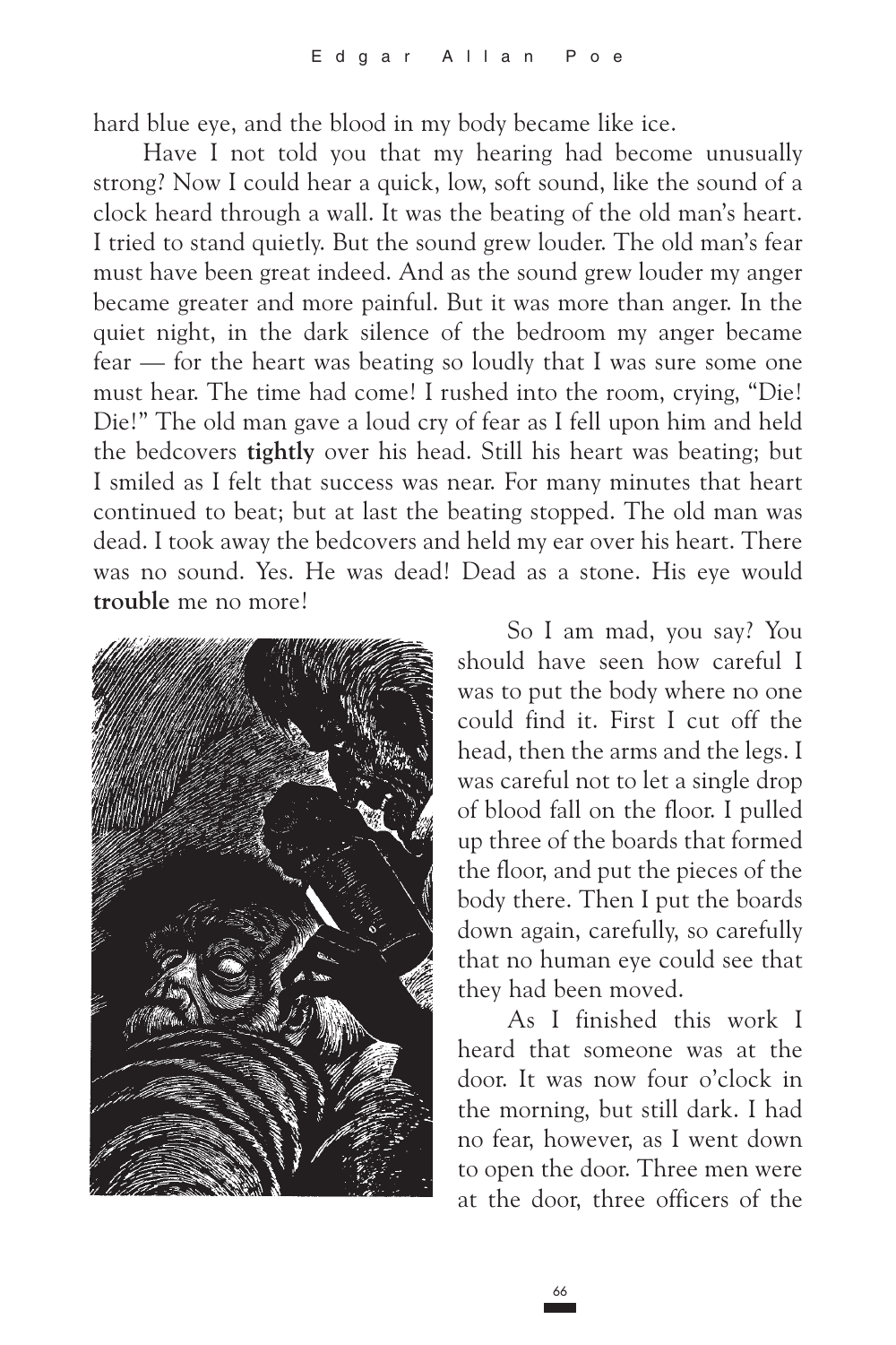hard blue eye, and the blood in my body became like ice.

Have I not told you that my hearing had become unusually strong? Now I could hear a quick, low, soft sound, like the sound of a clock heard through a wall. It was the beating of the old man's heart. I tried to stand quietly. But the sound grew louder. The old man's fear must have been great indeed. And as the sound grew louder my anger became greater and more painful. But it was more than anger. In the quiet night, in the dark silence of the bedroom my anger became fear — for the heart was beating so loudly that I was sure some one must hear. The time had come! I rushed into the room, crying, "Die! Die!" The old man gave a loud cry of fear as I fell upon him and held the bedcovers **tightly** over his head. Still his heart was beating; but I smiled as I felt that success was near. For many minutes that heart continued to beat; but at last the beating stopped. The old man was dead. I took away the bedcovers and held my ear over his heart. There was no sound. Yes. He was dead! Dead as a stone. His eye would **trouble** me no more!

So I am mad, you say? You should have seen how careful I was to put the body where no one could find it. First I cut off the head, then the arms and the legs. I was careful not to let a single drop of blood fall on the floor. I pulled up three of the boards that formed the floor, and put the pieces of the body there. Then I put the boards down again, carefully, so carefully that no human eye could see that they had been moved.

As I finished this work I heard that someone was at the door. It was now four o'clock in the morning, but still dark. I had no fear, however, as I went down to open the door. Three men were at the door, three officers of the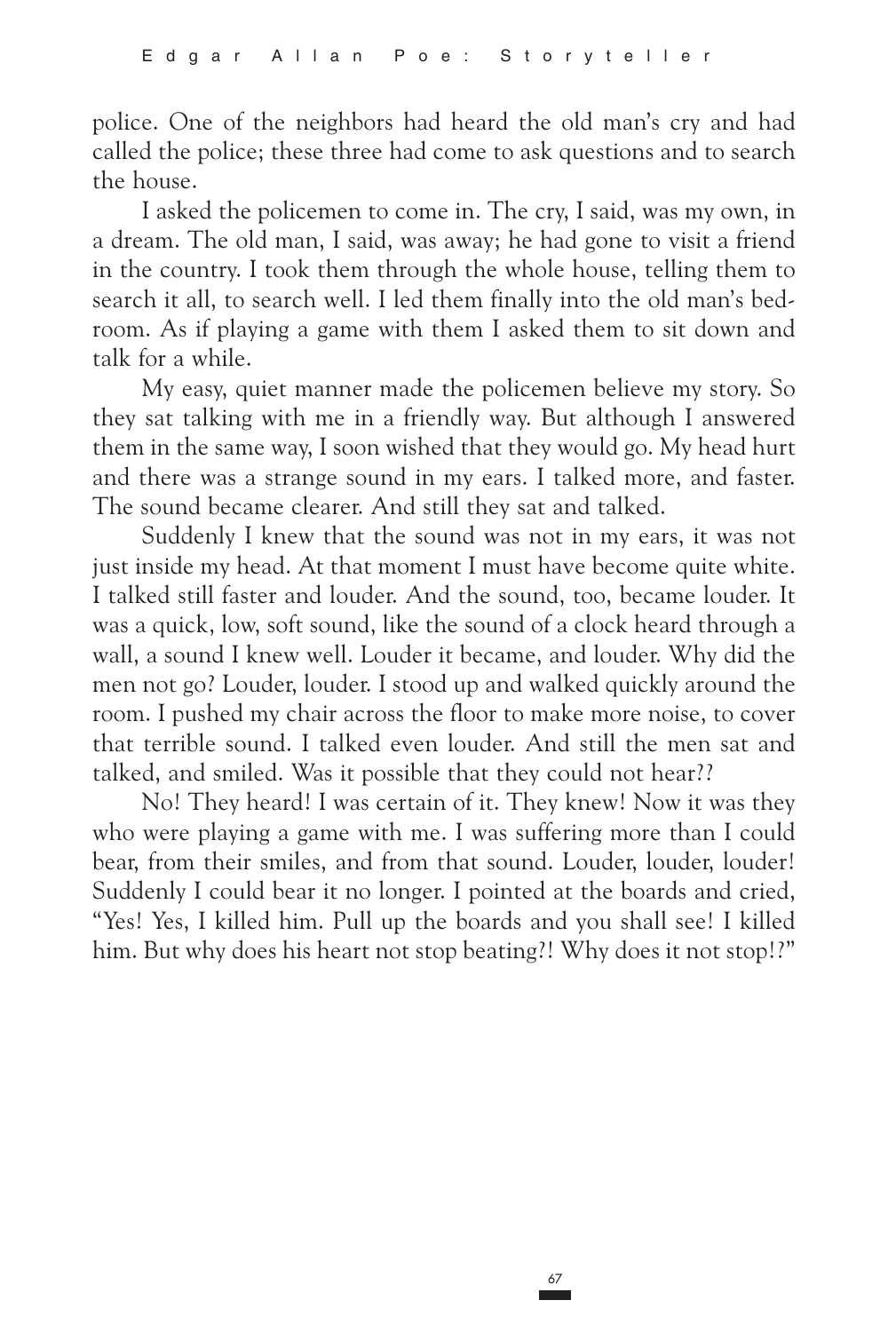police. One of the neighbors had heard the old man's cry and had called the police; these three had come to ask questions and to search the house.

I asked the policemen to come in. The cry, I said, was my own, in a dream. The old man, I said, was away; he had gone to visit a friend in the country. I took them through the whole house, telling them to search it all, to search well. I led them finally into the old man's bedroom. As if playing a game with them I asked them to sit down and talk for a while.

My easy, quiet manner made the policemen believe my story. So they sat talking with me in a friendly way. But although I answered them in the same way, I soon wished that they would go. My head hurt and there was a strange sound in my ears. I talked more, and faster. The sound became clearer. And still they sat and talked.

Suddenly I knew that the sound was not in my ears, it was not just inside my head. At that moment I must have become quite white. I talked still faster and louder. And the sound, too, became louder. It was a quick, low, soft sound, like the sound of a clock heard through a wall, a sound I knew well. Louder it became, and louder. Why did the men not go? Louder, louder. I stood up and walked quickly around the room. I pushed my chair across the floor to make more noise, to cover that terrible sound. I talked even louder. And still the men sat and talked, and smiled. Was it possible that they could not hear??

No! They heard! I was certain of it. They knew! Now it was they who were playing a game with me. I was suffering more than I could bear, from their smiles, and from that sound. Louder, louder, louder! Suddenly I could bear it no longer. I pointed at the boards and cried, "Yes! Yes, I killed him. Pull up the boards and you shall see! I killed him. But why does his heart not stop beating?! Why does it not stop!?"